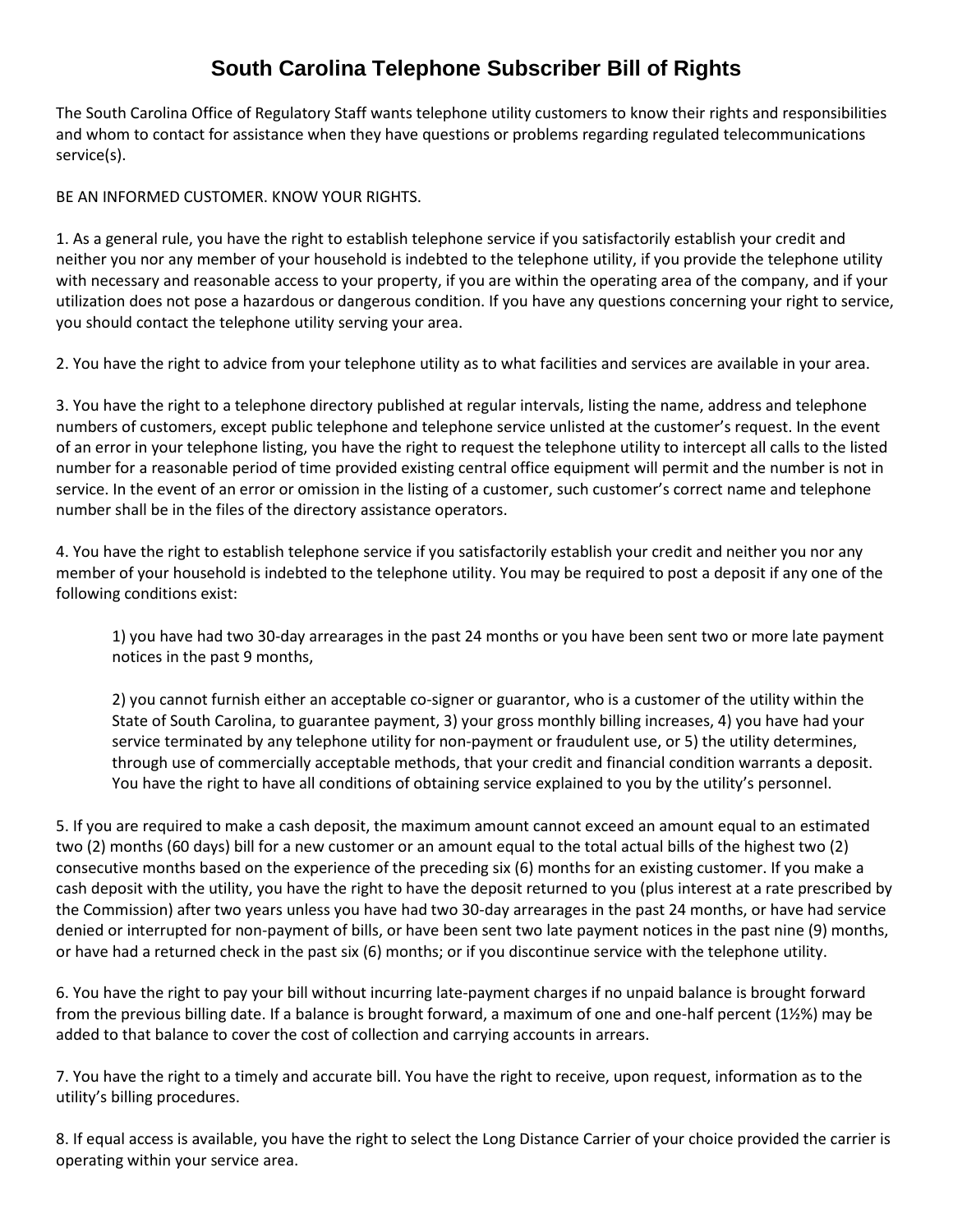# South Carolina Telephone Subscriber Bill of Rights

The South Carolina Office of Regulatory Staff wants telephone utility customers to know their rights and responsibilities and whom to contact for assistance when they have questions or problems regarding regulated telecommunications service(s).

BE AN INFORMED CUSTOMER. KNOW YOUR RIGHTS.

1. As a general rule, you have the right to establish telephone service if you satisfactorily establish your credit and neither you nor any member of your household is indebted to the telephone utility, if you provide the telephone utility with necessary and reasonable access to your property, if you are within the operating area of the company, and if your utilization does not pose a hazardous or dangerous condition. If you have any questions concerning your right to service, you should contact the telephone utility serving your area.

2. You have the right to advice from your telephone utility as to what facilities and services are available in your area.

3. You have the right to a telephone directory published at regular intervals, listing the name, address and telephone numbers of customers, except public telephone and telephone service unlisted at the customer's request. In the event of an error in your telephone listing, you have the right to request the telephone utility to intercept all calls to the listed number for a reasonable period of time provided existing central office equipment will permit and the number is not in service. In the event of an error or omission in the listing of a customer, such customer's correct name and telephone number shall be in the files of the directory assistance operators.

4. You have the right to establish telephone service if you satisfactorily establish your credit and neither you nor any member of your household is indebted to the telephone utility. You may be required to post a deposit if any one of the following conditions exist:

   1) you have had two 30-day arrearages in the past 24 months or you have been sent two or more late payment notices in the past 9 months,

   2) you cannot furnish either an acceptable co-signer or guarantor, who is a customer of the utility within the State of South Carolina, to guarantee payment, 3) your gross monthly billing increases, 4) you have had your service terminated by any telephone utility for non-payment or fraudulent use, or 5) the utility determines, through use of commercially acceptable methods, that your credit and financial condition warrants a deposit. You have the right to have all conditions of obtaining service explained to you by the utility's personnel.

5. If you are required to make a cash deposit, the maximum amount cannot exceed an amount equal to an estimated two (2) months (60 days) bill for a new customer or an amount equal to the total actual bills of the highest two (2) consecutive months based on the experience of the preceding six (6) months for an existing customer. If you make a cash deposit with the utility, you have the right to have the deposit returned to you (plus interest at a rate prescribed by the Commission) after two years unless you have had two 30-day arrearages in the past 24 months, or have had service denied or interrupted for non-payment of bills, or have been sent two late payment notices in the past nine (9) months, or have had a returned check in the past six (6) months; or if you discontinue service with the telephone utility.

6. You have the right to pay your bill without incurring late-payment charges if no unpaid balance is brought forward from the previous billing date. If a balance is brought forward, a maximum of one and one-half percent (1½%) may be added to that balance to cover the cost of collection and carrying accounts in arrears.

7. You have the right to a timely and accurate bill. You have the right to receive, upon request, information as to the utility's billing procedures.

8. If equal access is available, you have the right to select the Long Distance Carrier of your choice provided the carrier is operating within your service area.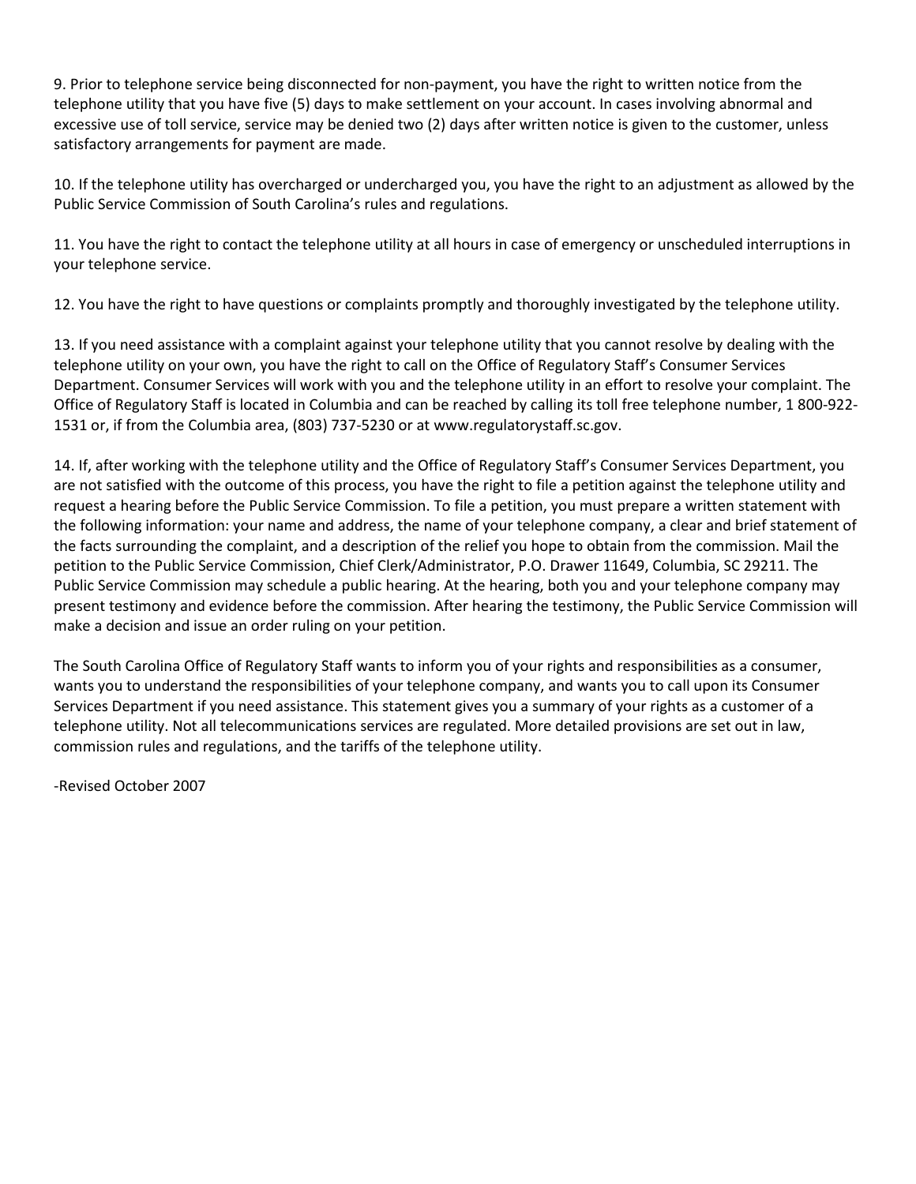9. Prior to telephone service being disconnected for non-payment, you have the right to written notice from the telephone utility that you have five (5) days to make settlement on your account. In cases involving abnormal and excessive use of toll service, service may be denied two (2) days after written notice is given to the customer, unless satisfactory arrangements for payment are made.

10. If the telephone utility has overcharged or undercharged you, you have the right to an adjustment as allowed by the Public Service Commission of South Carolina's rules and regulations.

11. You have the right to contact the telephone utility at all hours in case of emergency or unscheduled interruptions in your telephone service.

12. You have the right to have questions or complaints promptly and thoroughly investigated by the telephone utility.

13. If you need assistance with a complaint against your telephone utility that you cannot resolve by dealing with the telephone utility on your own, you have the right to call on the Office of Regulatory Staff's Consumer Services Department. Consumer Services will work with you and the telephone utility in an effort to resolve your complaint. The Office of Regulatory Staff is located in Columbia and can be reached by calling its toll free telephone number, 1 800-922-1531 or, if from the Columbia area, (803) 737-5230 or at www.regulatorystaff.sc.gov.

14. If, after working with the telephone utility and the Office of Regulatory Staff's Consumer Services Department, you are not satisfied with the outcome of this process, you have the right to file a petition against the telephone utility and request a hearing before the Public Service Commission. To file a petition, you must prepare a written statement with the following information: your name and address, the name of your telephone company, a clear and brief statement of the facts surrounding the complaint, and a description of the relief you hope to obtain from the commission. Mail the petition to the Public Service Commission, Chief Clerk/Administrator, P.O. Drawer 11649, Columbia, SC 29211. The Public Service Commission may schedule a public hearing. At the hearing, both you and your telephone company may present testimony and evidence before the commission. After hearing the testimony, the Public Service Commission will make a decision and issue an order ruling on your petition.

The South Carolina Office of Regulatory Staff wants to inform you of your rights and responsibilities as a consumer, wants you to understand the responsibilities of your telephone company, and wants you to call upon its Consumer Services Department if you need assistance. This statement gives you a summary of your rights as a customer of a telephone utility. Not all telecommunications services are regulated. More detailed provisions are set out in law, commission rules and regulations, and the tariffs of the telephone utility.

-Revised October 2007